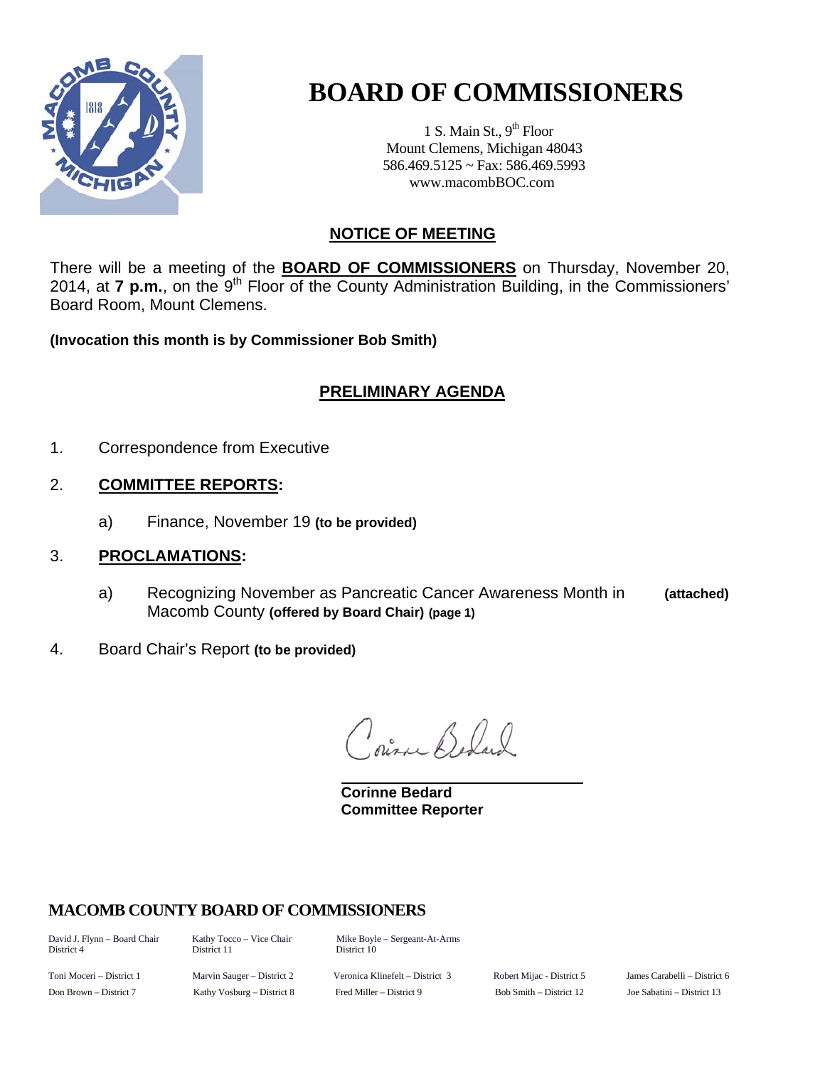# BOARD OF COMMISSIONERS

1 S. Main St., 9th Floor
Mount Clemens, Michigan 48043
586.469.5125 ~ Fax: 586.469.5993
www.macombBOC.com

## NOTICE OF MEETING

There will be a meeting of the **BOARD OF COMMISSIONERS** on Thursday, November 20, 2014, at **7 p.m.**, on the 9th Floor of the County Administration Building, in the Commissioners' Board Room, Mount Clemens.

**(Invocation this month is by Commissioner Bob Smith)**

## PRELIMINARY AGENDA

1. Correspondence from Executive

2. **COMMITTEE REPORTS:**

   a) Finance, November 19 **(to be provided)**

3. **PROCLAMATIONS:**

   a) Recognizing November as Pancreatic Cancer Awareness Month in Macomb County **(offered by Board Chair) (page 1)** **(attached)**

4. Board Chair's Report **(to be provided)**

**Corinne Bedard**
**Committee Reporter**

## MACOMB COUNTY BOARD OF COMMISSIONERS

| | | | | |
|---|---|---|---|---|
| David J. Flynn – Board Chair District 4 | Kathy Tocco – Vice Chair District 11 | Mike Boyle – Sergeant-At-Arms District 10 | | |
| Toni Moceri – District 1 | Marvin Sauger – District 2 | Veronica Klinefelt – District 3 | Robert Mijac - District 5 | James Carabelli – District 6 |
| Don Brown – District 7 | Kathy Vosburg – District 8 | Fred Miller – District 9 | Bob Smith – District 12 | Joe Sabatini – District 13 |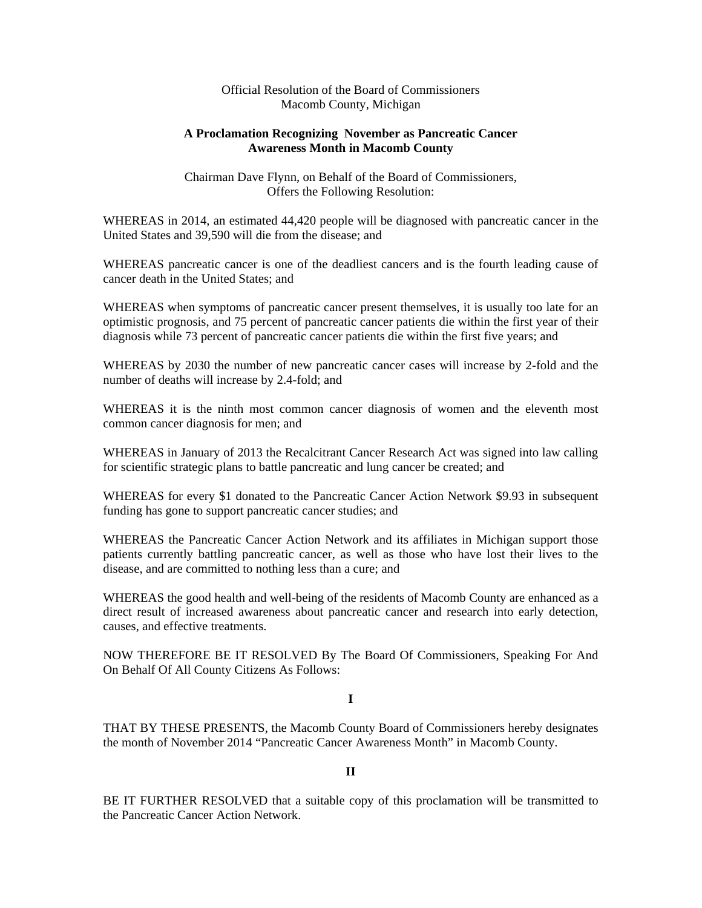Official Resolution of the Board of Commissioners
Macomb County, Michigan

**A Proclamation Recognizing November as Pancreatic Cancer Awareness Month in Macomb County**

Chairman Dave Flynn, on Behalf of the Board of Commissioners,
Offers the Following Resolution:

WHEREAS in 2014, an estimated 44,420 people will be diagnosed with pancreatic cancer in the United States and 39,590 will die from the disease; and

WHEREAS pancreatic cancer is one of the deadliest cancers and is the fourth leading cause of cancer death in the United States; and

WHEREAS when symptoms of pancreatic cancer present themselves, it is usually too late for an optimistic prognosis, and 75 percent of pancreatic cancer patients die within the first year of their diagnosis while 73 percent of pancreatic cancer patients die within the first five years; and

WHEREAS by 2030 the number of new pancreatic cancer cases will increase by 2-fold and the number of deaths will increase by 2.4-fold; and

WHEREAS it is the ninth most common cancer diagnosis of women and the eleventh most common cancer diagnosis for men; and

WHEREAS in January of 2013 the Recalcitrant Cancer Research Act was signed into law calling for scientific strategic plans to battle pancreatic and lung cancer be created; and

WHEREAS for every $1 donated to the Pancreatic Cancer Action Network $9.93 in subsequent funding has gone to support pancreatic cancer studies; and

WHEREAS the Pancreatic Cancer Action Network and its affiliates in Michigan support those patients currently battling pancreatic cancer, as well as those who have lost their lives to the disease, and are committed to nothing less than a cure; and

WHEREAS the good health and well-being of the residents of Macomb County are enhanced as a direct result of increased awareness about pancreatic cancer and research into early detection, causes, and effective treatments.

NOW THEREFORE BE IT RESOLVED By The Board Of Commissioners, Speaking For And On Behalf Of All County Citizens As Follows:

**I**

THAT BY THESE PRESENTS, the Macomb County Board of Commissioners hereby designates the month of November 2014 "Pancreatic Cancer Awareness Month" in Macomb County.

**II**

BE IT FURTHER RESOLVED that a suitable copy of this proclamation will be transmitted to the Pancreatic Cancer Action Network.